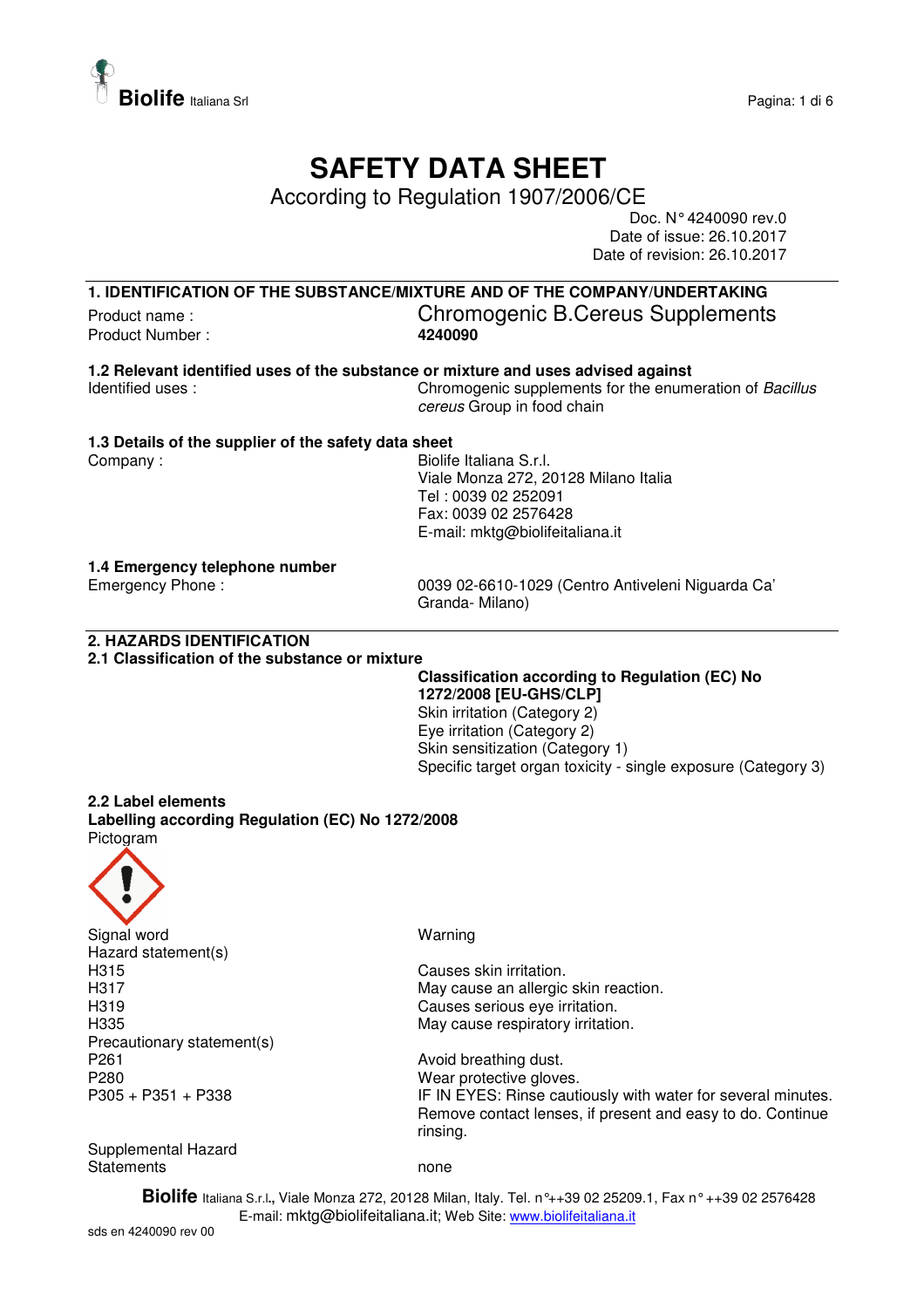# SAFETY DATA SHEET

According to Regulation 1907/2006/CE

Doc. N° 4240090 rev.0
Date of issue: 26.10.2017
Date of revision: 26.10.2017

## 1. IDENTIFICATION OF THE SUBSTANCE/MIXTURE AND OF THE COMPANY/UNDERTAKING

Product name : Chromogenic B.Cereus Supplements
Product Number : **4240090**

### 1.2 Relevant identified uses of the substance or mixture and uses advised against

Identified uses : Chromogenic supplements for the enumeration of *Bacillus cereus* Group in food chain

### 1.3 Details of the supplier of the safety data sheet

Company : Biolife Italiana S.r.l.
Viale Monza 272, 20128 Milano Italia
Tel : 0039 02 252091
Fax: 0039 02 2576428
E-mail: mktg@biolifeitaliana.it

### 1.4 Emergency telephone number

Emergency Phone : 0039 02-6610-1029 (Centro Antiveleni Niguarda Ca' Granda- Milano)

## 2. HAZARDS IDENTIFICATION

### 2.1 Classification of the substance or mixture

**Classification according to Regulation (EC) No 1272/2008 [EU-GHS/CLP]**
Skin irritation (Category 2)
Eye irritation (Category 2)
Skin sensitization (Category 1)
Specific target organ toxicity - single exposure (Category 3)

### 2.2 Label elements

**Labelling according Regulation (EC) No 1272/2008**

Pictogram

Signal word: Warning

Hazard statement(s)

| | |
|---|---|
| H315 | Causes skin irritation. |
| H317 | May cause an allergic skin reaction. |
| H319 | Causes serious eye irritation. |
| H335 | May cause respiratory irritation. |

Precautionary statement(s)

| | |
|---|---|
| P261 | Avoid breathing dust. |
| P280 | Wear protective gloves. |
| P305 + P351 + P338 | IF IN EYES: Rinse cautiously with water for several minutes. Remove contact lenses, if present and easy to do. Continue rinsing. |

Supplemental Hazard Statements: none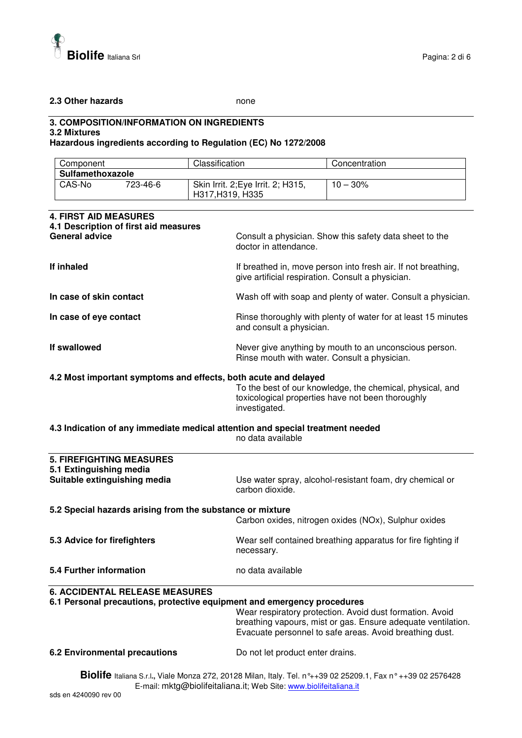**2.3 Other hazards** none

## 3. COMPOSITION/INFORMATION ON INGREDIENTS

### 3.2 Mixtures

**Hazardous ingredients according to Regulation (EC) No 1272/2008**

| Component | | Classification | Concentration |
|---|---|---|---|
| **Sulfamethoxazole** | | | |
| CAS-No | 723-46-6 | Skin Irrit. 2;Eye Irrit. 2; H315, H317,H319, H335 | 10 – 30% |

## 4. FIRST AID MEASURES

### 4.1 Description of first aid measures

**General advice**
Consult a physician. Show this safety data sheet to the doctor in attendance.

**If inhaled**
If breathed in, move person into fresh air. If not breathing, give artificial respiration. Consult a physician.

**In case of skin contact**
Wash off with soap and plenty of water. Consult a physician.

**In case of eye contact**
Rinse thoroughly with plenty of water for at least 15 minutes and consult a physician.

**If swallowed**
Never give anything by mouth to an unconscious person. Rinse mouth with water. Consult a physician.

### 4.2 Most important symptoms and effects, both acute and delayed

To the best of our knowledge, the chemical, physical, and toxicological properties have not been thoroughly investigated.

### 4.3 Indication of any immediate medical attention and special treatment needed

no data available

## 5. FIREFIGHTING MEASURES

### 5.1 Extinguishing media

**Suitable extinguishing media**
Use water spray, alcohol-resistant foam, dry chemical or carbon dioxide.

### 5.2 Special hazards arising from the substance or mixture

Carbon oxides, nitrogen oxides (NOx), Sulphur oxides

### 5.3 Advice for firefighters

Wear self contained breathing apparatus for fire fighting if necessary.

### 5.4 Further information

no data available

## 6. ACCIDENTAL RELEASE MEASURES

### 6.1 Personal precautions, protective equipment and emergency procedures

Wear respiratory protection. Avoid dust formation. Avoid breathing vapours, mist or gas. Ensure adequate ventilation. Evacuate personnel to safe areas. Avoid breathing dust.

### 6.2 Environmental precautions

Do not let product enter drains.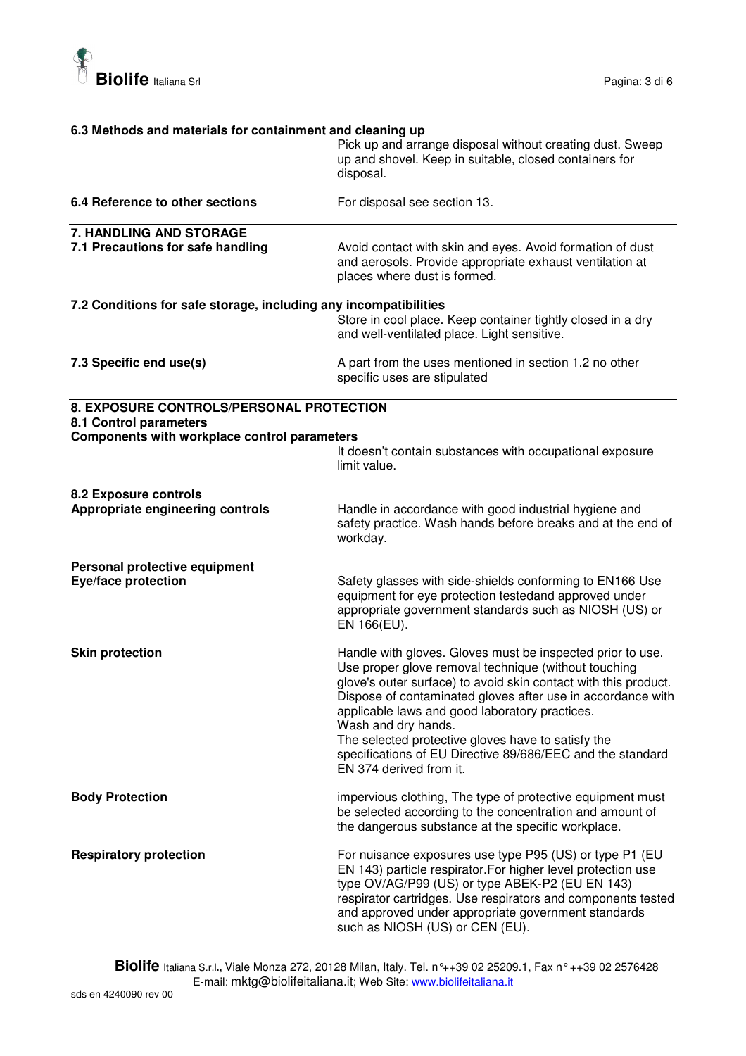### 6.3 Methods and materials for containment and cleaning up

Pick up and arrange disposal without creating dust. Sweep up and shovel. Keep in suitable, closed containers for disposal.

**6.4 Reference to other sections**

For disposal see section 13.

## 7. HANDLING AND STORAGE

### 7.1 Precautions for safe handling

Avoid contact with skin and eyes. Avoid formation of dust and aerosols. Provide appropriate exhaust ventilation at places where dust is formed.

### 7.2 Conditions for safe storage, including any incompatibilities

Store in cool place. Keep container tightly closed in a dry and well-ventilated place. Light sensitive.

### 7.3 Specific end use(s)

A part from the uses mentioned in section 1.2 no other specific uses are stipulated

## 8. EXPOSURE CONTROLS/PERSONAL PROTECTION

### 8.1 Control parameters

**Components with workplace control parameters**

It doesn't contain substances with occupational exposure limit value.

### 8.2 Exposure controls

**Appropriate engineering controls**

Handle in accordance with good industrial hygiene and safety practice. Wash hands before breaks and at the end of workday.

**Personal protective equipment**

**Eye/face protection**

Safety glasses with side-shields conforming to EN166 Use equipment for eye protection testedand approved under appropriate government standards such as NIOSH (US) or EN 166(EU).

**Skin protection**

Handle with gloves. Gloves must be inspected prior to use. Use proper glove removal technique (without touching glove's outer surface) to avoid skin contact with this product. Dispose of contaminated gloves after use in accordance with applicable laws and good laboratory practices.
Wash and dry hands.
The selected protective gloves have to satisfy the specifications of EU Directive 89/686/EEC and the standard EN 374 derived from it.

**Body Protection**

impervious clothing, The type of protective equipment must be selected according to the concentration and amount of the dangerous substance at the specific workplace.

**Respiratory protection**

For nuisance exposures use type P95 (US) or type P1 (EU EN 143) particle respirator.For higher level protection use type OV/AG/P99 (US) or type ABEK-P2 (EU EN 143) respirator cartridges. Use respirators and components tested and approved under appropriate government standards such as NIOSH (US) or CEN (EU).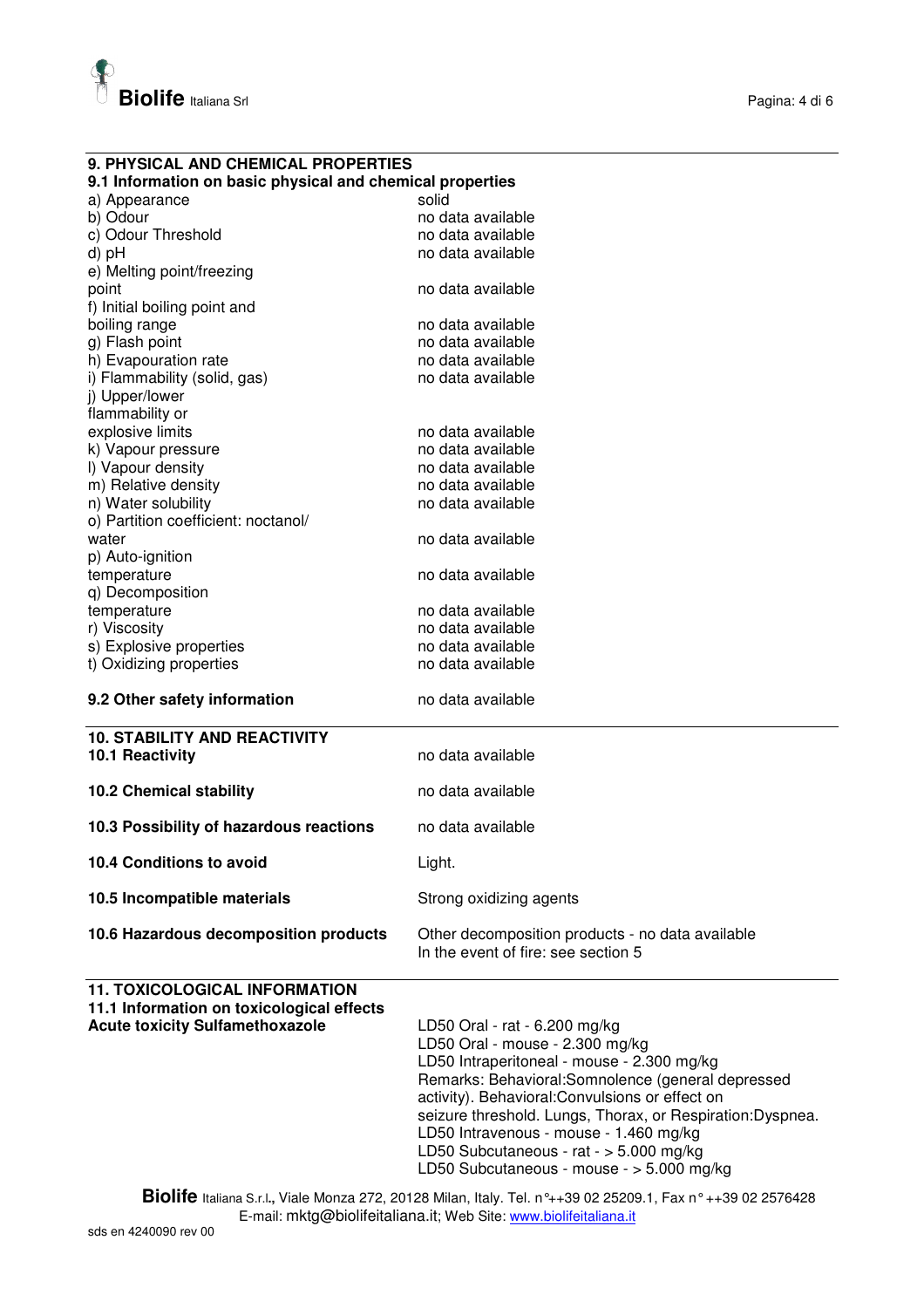## 9. PHYSICAL AND CHEMICAL PROPERTIES

### 9.1 Information on basic physical and chemical properties

| | |
|---|---|
| a) Appearance | solid |
| b) Odour | no data available |
| c) Odour Threshold | no data available |
| d) pH | no data available |
| e) Melting point/freezing point | no data available |
| f) Initial boiling point and boiling range | no data available |
| g) Flash point | no data available |
| h) Evapouration rate | no data available |
| i) Flammability (solid, gas) | no data available |
| j) Upper/lower flammability or explosive limits | no data available |
| k) Vapour pressure | no data available |
| l) Vapour density | no data available |
| m) Relative density | no data available |
| n) Water solubility | no data available |
| o) Partition coefficient: noctanol/ water | no data available |
| p) Auto-ignition temperature | no data available |
| q) Decomposition temperature | no data available |
| r) Viscosity | no data available |
| s) Explosive properties | no data available |
| t) Oxidizing properties | no data available |

**9.2 Other safety information** no data available

## 10. STABILITY AND REACTIVITY

**10.1 Reactivity** no data available

**10.2 Chemical stability** no data available

**10.3 Possibility of hazardous reactions** no data available

**10.4 Conditions to avoid** Light.

**10.5 Incompatible materials** Strong oxidizing agents

**10.6 Hazardous decomposition products** Other decomposition products - no data available
In the event of fire: see section 5

## 11. TOXICOLOGICAL INFORMATION

### 11.1 Information on toxicological effects

**Acute toxicity Sulfamethoxazole**

LD50 Oral - rat - 6.200 mg/kg
LD50 Oral - mouse - 2.300 mg/kg
LD50 Intraperitoneal - mouse - 2.300 mg/kg
Remarks: Behavioral:Somnolence (general depressed activity). Behavioral:Convulsions or effect on seizure threshold. Lungs, Thorax, or Respiration:Dyspnea.
LD50 Intravenous - mouse - 1.460 mg/kg
LD50 Subcutaneous - rat - > 5.000 mg/kg
LD50 Subcutaneous - mouse - > 5.000 mg/kg

**Biolife** Italiana S.r.l., Viale Monza 272, 20128 Milan, Italy. Tel. n°++39 02 25209.1, Fax n° ++39 02 2576428
E-mail: mktg@biolifeitaliana.it; Web Site: www.biolifeitaliana.it

sds en 4240090 rev 00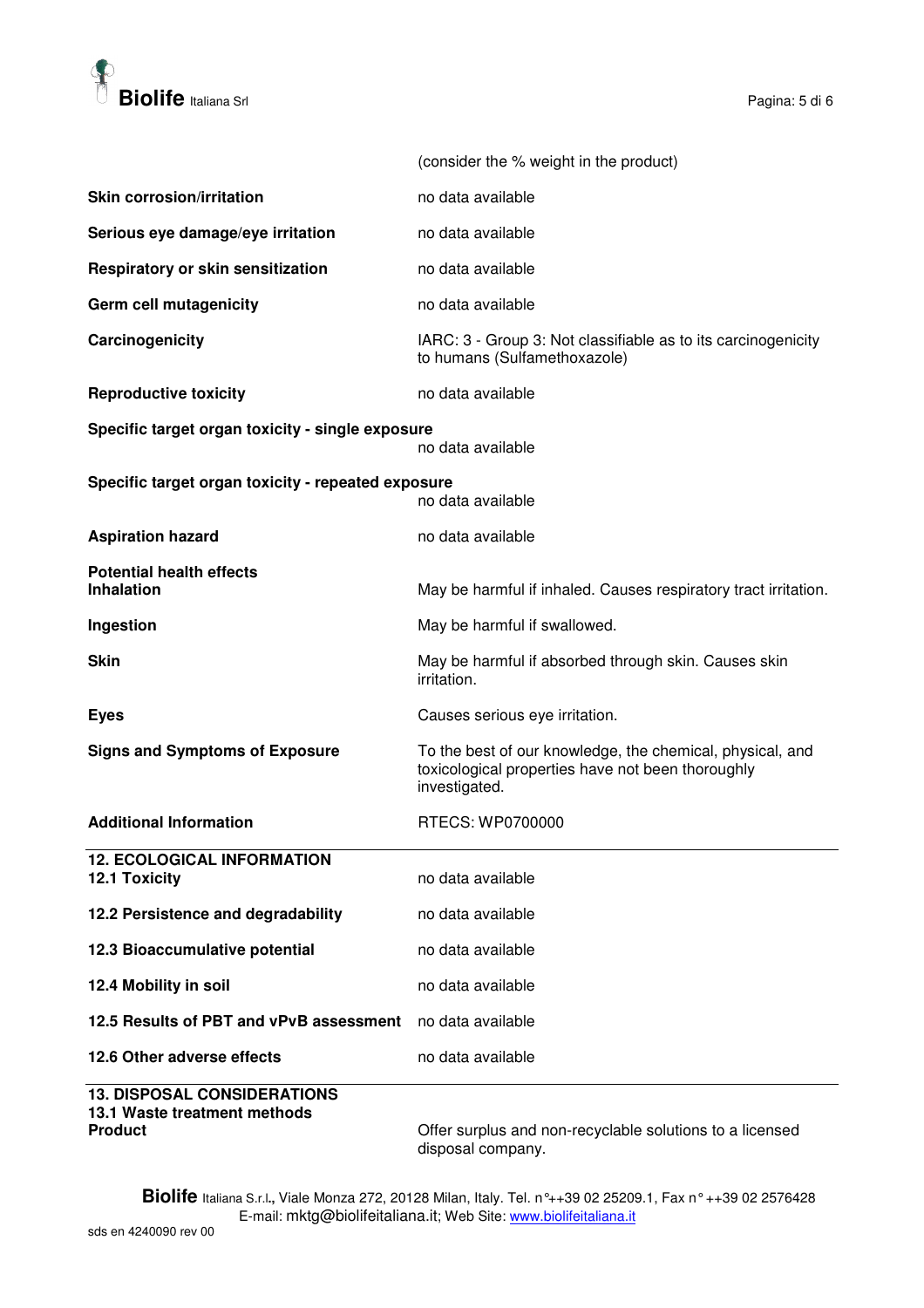| | |
|---|---|
| | (consider the % weight in the product) |
| **Skin corrosion/irritation** | no data available |
| **Serious eye damage/eye irritation** | no data available |
| **Respiratory or skin sensitization** | no data available |
| **Germ cell mutagenicity** | no data available |
| **Carcinogenicity** | IARC: 3 - Group 3: Not classifiable as to its carcinogenicity to humans (Sulfamethoxazole) |
| **Reproductive toxicity** | no data available |
| **Specific target organ toxicity - single exposure** | no data available |
| **Specific target organ toxicity - repeated exposure** | no data available |
| **Aspiration hazard** | no data available |
| **Potential health effects** | |
| **Inhalation** | May be harmful if inhaled. Causes respiratory tract irritation. |
| **Ingestion** | May be harmful if swallowed. |
| **Skin** | May be harmful if absorbed through skin. Causes skin irritation. |
| **Eyes** | Causes serious eye irritation. |
| **Signs and Symptoms of Exposure** | To the best of our knowledge, the chemical, physical, and toxicological properties have not been thoroughly investigated. |
| **Additional Information** | RTECS: WP0700000 |

## 12. ECOLOGICAL INFORMATION

| | |
|---|---|
| **12.1 Toxicity** | no data available |
| **12.2 Persistence and degradability** | no data available |
| **12.3 Bioaccumulative potential** | no data available |
| **12.4 Mobility in soil** | no data available |
| **12.5 Results of PBT and vPvB assessment** | no data available |
| **12.6 Other adverse effects** | no data available |

## 13. DISPOSAL CONSIDERATIONS

**13.1 Waste treatment methods**

| | |
|---|---|
| **Product** | Offer surplus and non-recyclable solutions to a licensed disposal company. |

**Biolife** Italiana S.r.l., Viale Monza 272, 20128 Milan, Italy. Tel. n°++39 02 25209.1, Fax n° ++39 02 2576428
E-mail: mktg@biolifeitaliana.it; Web Site: www.biolifeitaliana.it

sds en 4240090 rev 00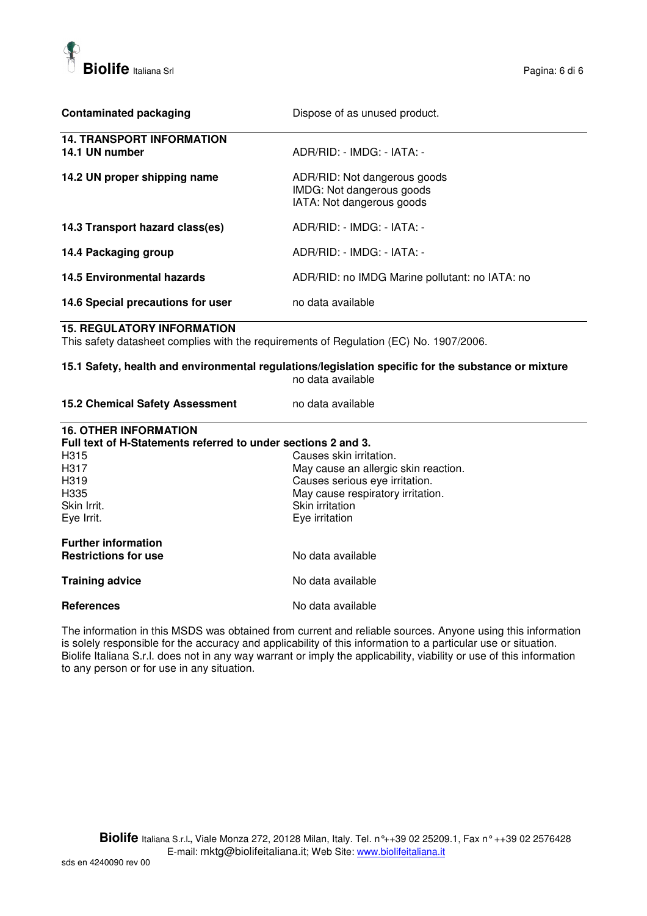| | |
|---|---|
| **Contaminated packaging** | Dispose of as unused product. |

## 14. TRANSPORT INFORMATION

| | |
|---|---|
| **14.1 UN number** | ADR/RID: - IMDG: - IATA: - |
| **14.2 UN proper shipping name** | ADR/RID: Not dangerous goods<br>IMDG: Not dangerous goods<br>IATA: Not dangerous goods |
| **14.3 Transport hazard class(es)** | ADR/RID: - IMDG: - IATA: - |
| **14.4 Packaging group** | ADR/RID: - IMDG: - IATA: - |
| **14.5 Environmental hazards** | ADR/RID: no IMDG Marine pollutant: no IATA: no |
| **14.6 Special precautions for user** | no data available |

## 15. REGULATORY INFORMATION

This safety datasheet complies with the requirements of Regulation (EC) No. 1907/2006.

**15.1 Safety, health and environmental regulations/legislation specific for the substance or mixture**
no data available

| | |
|---|---|
| **15.2 Chemical Safety Assessment** | no data available |

## 16. OTHER INFORMATION

**Full text of H-Statements referred to under sections 2 and 3.**

| | |
|---|---|
| H315 | Causes skin irritation. |
| H317 | May cause an allergic skin reaction. |
| H319 | Causes serious eye irritation. |
| H335 | May cause respiratory irritation. |
| Skin Irrit. | Skin irritation |
| Eye Irrit. | Eye irritation |

**Further information**

| | |
|---|---|
| **Restrictions for use** | No data available |
| **Training advice** | No data available |
| **References** | No data available |

The information in this MSDS was obtained from current and reliable sources. Anyone using this information is solely responsible for the accuracy and applicability of this information to a particular use or situation. Biolife Italiana S.r.l. does not in any way warrant or imply the applicability, viability or use of this information to any person or for use in any situation.

**Biolife** Italiana S.r.l., Viale Monza 272, 20128 Milan, Italy. Tel. n°++39 02 25209.1, Fax n° ++39 02 2576428
E-mail: mktg@biolifeitaliana.it; Web Site: www.biolifeitaliana.it

sds en 4240090 rev 00